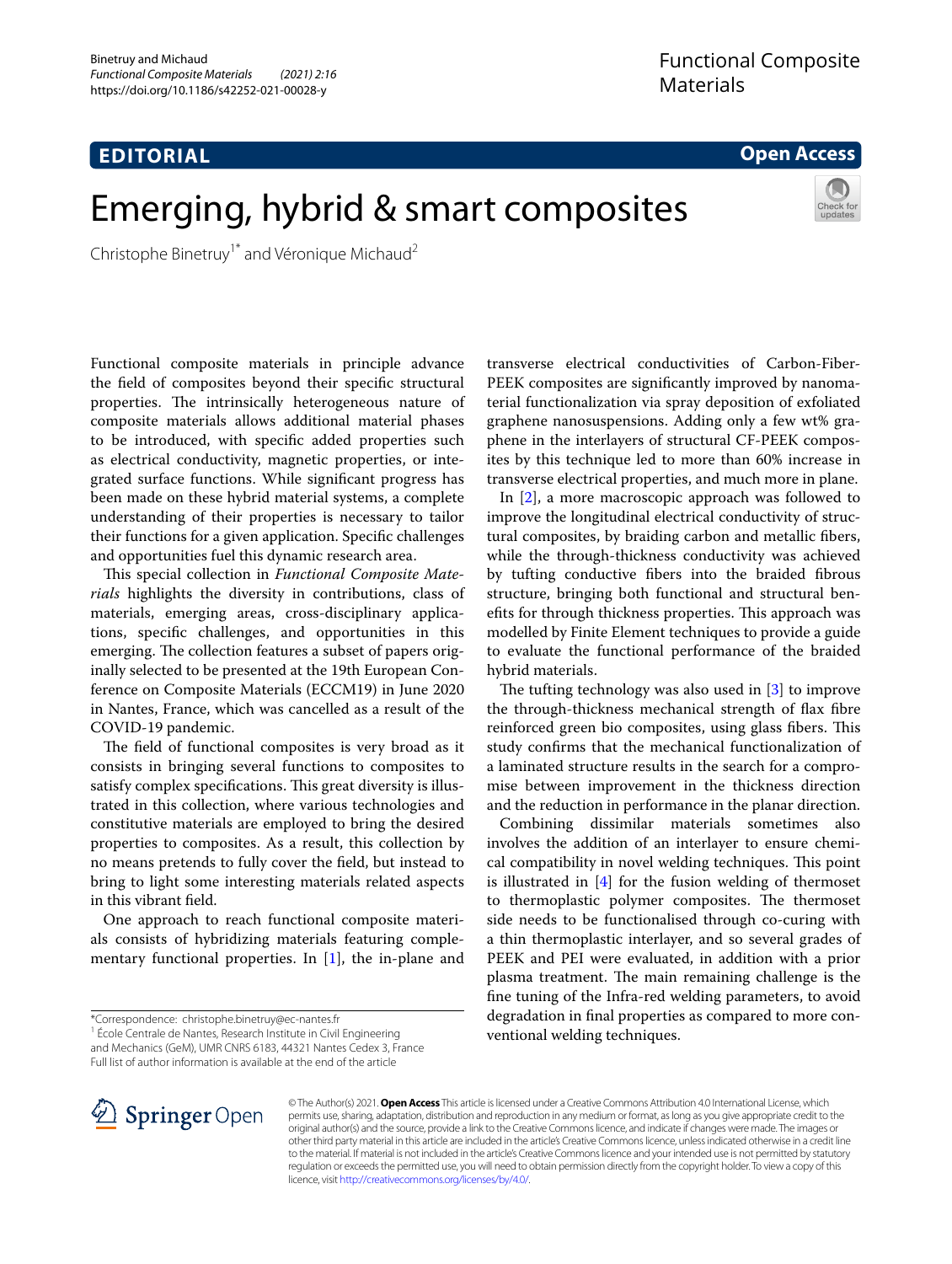EDITORIAL

Open Access

# Emerging, hybrid & smart composites

Christophe Binetruy[1*] and Véronique Michaud[2]

Functional composite materials in principle advance the field of composites beyond their specific structural properties. The intrinsically heterogeneous nature of composite materials allows additional material phases to be introduced, with specific added properties such as electrical conductivity, magnetic properties, or integrated surface functions. While significant progress has been made on these hybrid material systems, a complete understanding of their properties is necessary to tailor their functions for a given application. Specific challenges and opportunities fuel this dynamic research area.

This special collection in *Functional Composite Materials* highlights the diversity in contributions, class of materials, emerging areas, cross-disciplinary applications, specific challenges, and opportunities in this emerging. The collection features a subset of papers originally selected to be presented at the 19th European Conference on Composite Materials (ECCM19) in June 2020 in Nantes, France, which was cancelled as a result of the COVID-19 pandemic.

The field of functional composites is very broad as it consists in bringing several functions to composites to satisfy complex specifications. This great diversity is illustrated in this collection, where various technologies and constitutive materials are employed to bring the desired properties to composites. As a result, this collection by no means pretends to fully cover the field, but instead to bring to light some interesting materials related aspects in this vibrant field.

One approach to reach functional composite materials consists of hybridizing materials featuring complementary functional properties. In [1], the in-plane and transverse electrical conductivities of Carbon-Fiber-PEEK composites are significantly improved by nanomaterial functionalization via spray deposition of exfoliated graphene nanosuspensions. Adding only a few wt% graphene in the interlayers of structural CF-PEEK composites by this technique led to more than 60% increase in transverse electrical properties, and much more in plane.

In [2], a more macroscopic approach was followed to improve the longitudinal electrical conductivity of structural composites, by braiding carbon and metallic fibers, while the through-thickness conductivity was achieved by tufting conductive fibers into the braided fibrous structure, bringing both functional and structural benefits for through thickness properties. This approach was modelled by Finite Element techniques to provide a guide to evaluate the functional performance of the braided hybrid materials.

The tufting technology was also used in [3] to improve the through-thickness mechanical strength of flax fibre reinforced green bio composites, using glass fibers. This study confirms that the mechanical functionalization of a laminated structure results in the search for a compromise between improvement in the thickness direction and the reduction in performance in the planar direction.

Combining dissimilar materials sometimes also involves the addition of an interlayer to ensure chemical compatibility in novel welding techniques. This point is illustrated in [4] for the fusion welding of thermoset to thermoplastic polymer composites. The thermoset side needs to be functionalised through co-curing with a thin thermoplastic interlayer, and so several grades of PEEK and PEI were evaluated, in addition with a prior plasma treatment. The main remaining challenge is the fine tuning of the Infra-red welding parameters, to avoid degradation in final properties as compared to more conventional welding techniques.

*Correspondence: christophe.binetruy@ec-nantes.fr
[1] École Centrale de Nantes, Research Institute in Civil Engineering and Mechanics (GeM), UMR CNRS 6183, 44321 Nantes Cedex 3, France
Full list of author information is available at the end of the article

© The Author(s) 2021. **Open Access** This article is licensed under a Creative Commons Attribution 4.0 International License, which permits use, sharing, adaptation, distribution and reproduction in any medium or format, as long as you give appropriate credit to the original author(s) and the source, provide a link to the Creative Commons licence, and indicate if changes were made. The images or other third party material in this article are included in the article's Creative Commons licence, unless indicated otherwise in a credit line to the material. If material is not included in the article's Creative Commons licence and your intended use is not permitted by statutory regulation or exceeds the permitted use, you will need to obtain permission directly from the copyright holder. To view a copy of this licence, visit http://creativecommons.org/licenses/by/4.0/.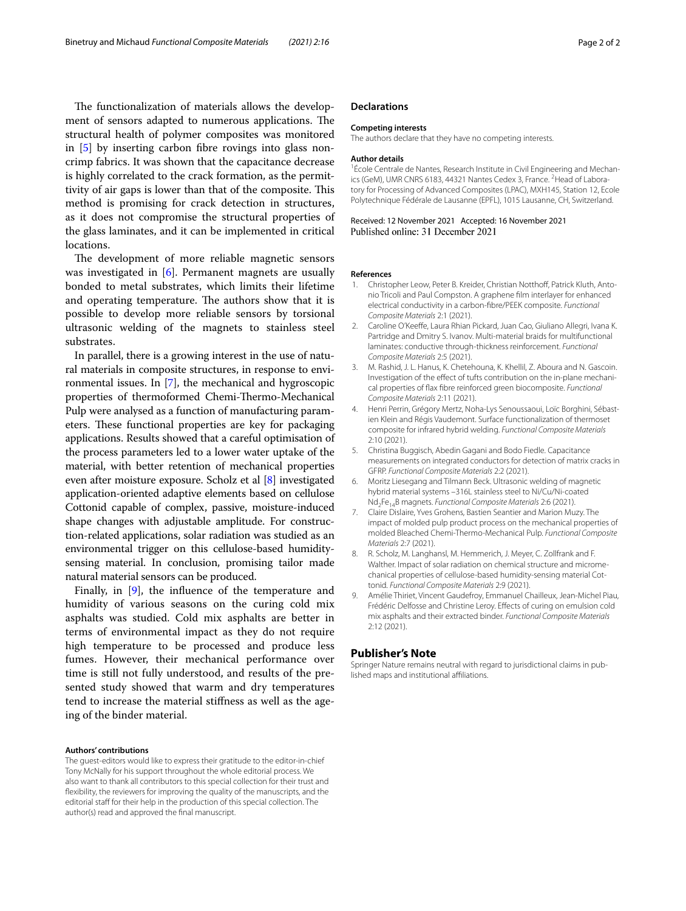The functionalization of materials allows the development of sensors adapted to numerous applications. The structural health of polymer composites was monitored in [5] by inserting carbon fibre rovings into glass non-crimp fabrics. It was shown that the capacitance decrease is highly correlated to the crack formation, as the permittivity of air gaps is lower than that of the composite. This method is promising for crack detection in structures, as it does not compromise the structural properties of the glass laminates, and it can be implemented in critical locations.

The development of more reliable magnetic sensors was investigated in [6]. Permanent magnets are usually bonded to metal substrates, which limits their lifetime and operating temperature. The authors show that it is possible to develop more reliable sensors by torsional ultrasonic welding of the magnets to stainless steel substrates.

In parallel, there is a growing interest in the use of natural materials in composite structures, in response to environmental issues. In [7], the mechanical and hygroscopic properties of thermoformed Chemi-Thermo-Mechanical Pulp were analysed as a function of manufacturing parameters. These functional properties are key for packaging applications. Results showed that a careful optimisation of the process parameters led to a lower water uptake of the material, with better retention of mechanical properties even after moisture exposure. Scholz et al [8] investigated application-oriented adaptive elements based on cellulose Cottonid capable of complex, passive, moisture-induced shape changes with adjustable amplitude. For construction-related applications, solar radiation was studied as an environmental trigger on this cellulose-based humidity-sensing material. In conclusion, promising tailor made natural material sensors can be produced.

Finally, in [9], the influence of the temperature and humidity of various seasons on the curing cold mix asphalts was studied. Cold mix asphalts are better in terms of environmental impact as they do not require high temperature to be processed and produce less fumes. However, their mechanical performance over time is still not fully understood, and results of the presented study showed that warm and dry temperatures tend to increase the material stiffness as well as the ageing of the binder material.

#### Authors' contributions

The guest-editors would like to express their gratitude to the editor-in-chief Tony McNally for his support throughout the whole editorial process. We also want to thank all contributors to this special collection for their trust and flexibility, the reviewers for improving the quality of the manuscripts, and the editorial staff for their help in the production of this special collection. The author(s) read and approved the final manuscript.

## Declarations

#### Competing interests

The authors declare that they have no competing interests.

#### Author details

[1] École Centrale de Nantes, Research Institute in Civil Engineering and Mechanics (GeM), UMR CNRS 6183, 44321 Nantes Cedex 3, France. [2] Head of Laboratory for Processing of Advanced Composites (LPAC), MXH145, Station 12, Ecole Polytechnique Fédérale de Lausanne (EPFL), 1015 Lausanne, CH, Switzerland.

Received: 12 November 2021 Accepted: 16 November 2021
Published online: 31 December 2021

#### References

1. Christopher Leow, Peter B. Kreider, Christian Notthoff, Patrick Kluth, Antonio Tricoli and Paul Compston. A graphene film interlayer for enhanced electrical conductivity in a carbon-fibre/PEEK composite. *Functional Composite Materials* 2:1 (2021).
2. Caroline O'Keeffe, Laura Rhian Pickard, Juan Cao, Giuliano Allegri, Ivana K. Partridge and Dmitry S. Ivanov. Multi-material braids for multifunctional laminates: conductive through-thickness reinforcement. *Functional Composite Materials* 2:5 (2021).
3. M. Rashid, J. L. Hanus, K. Chetehouna, K. Khellil, Z. Aboura and N. Gascoin. Investigation of the effect of tufts contribution on the in-plane mechanical properties of flax fibre reinforced green biocomposite. *Functional Composite Materials* 2:11 (2021).
4. Henri Perrin, Grégory Mertz, Noha-Lys Senoussaoui, Loïc Borghini, Sébastien Klein and Régis Vaudemont. Surface functionalization of thermoset composite for infrared hybrid welding. *Functional Composite Materials* 2:10 (2021).
5. Christina Buggisch, Abedin Gagani and Bodo Fiedle. Capacitance measurements on integrated conductors for detection of matrix cracks in GFRP. *Functional Composite Materials* 2:2 (2021).
6. Moritz Liesegang and Tilmann Beck. Ultrasonic welding of magnetic hybrid material systems –316L stainless steel to Ni/Cu/Ni-coated $Nd_2Fe_{14}B$ magnets. *Functional Composite Materials* 2:6 (2021).
7. Claire Dislaire, Yves Grohens, Bastien Seantier and Marion Muzy. The impact of molded pulp product process on the mechanical properties of molded Bleached Chemi-Thermo-Mechanical Pulp. *Functional Composite Materials* 2:7 (2021).
8. R. Scholz, M. Langhansl, M. Hemmerich, J. Meyer, C. Zollfrank and F. Walther. Impact of solar radiation on chemical structure and micromechanical properties of cellulose-based humidity-sensing material Cottonid. *Functional Composite Materials* 2:9 (2021).
9. Amélie Thiriet, Vincent Gaudefroy, Emmanuel Chailleux, Jean-Michel Piau, Frédéric Delfosse and Christine Leroy. Effects of curing on emulsion cold mix asphalts and their extracted binder. *Functional Composite Materials* 2:12 (2021).

## Publisher's Note

Springer Nature remains neutral with regard to jurisdictional claims in published maps and institutional affiliations.